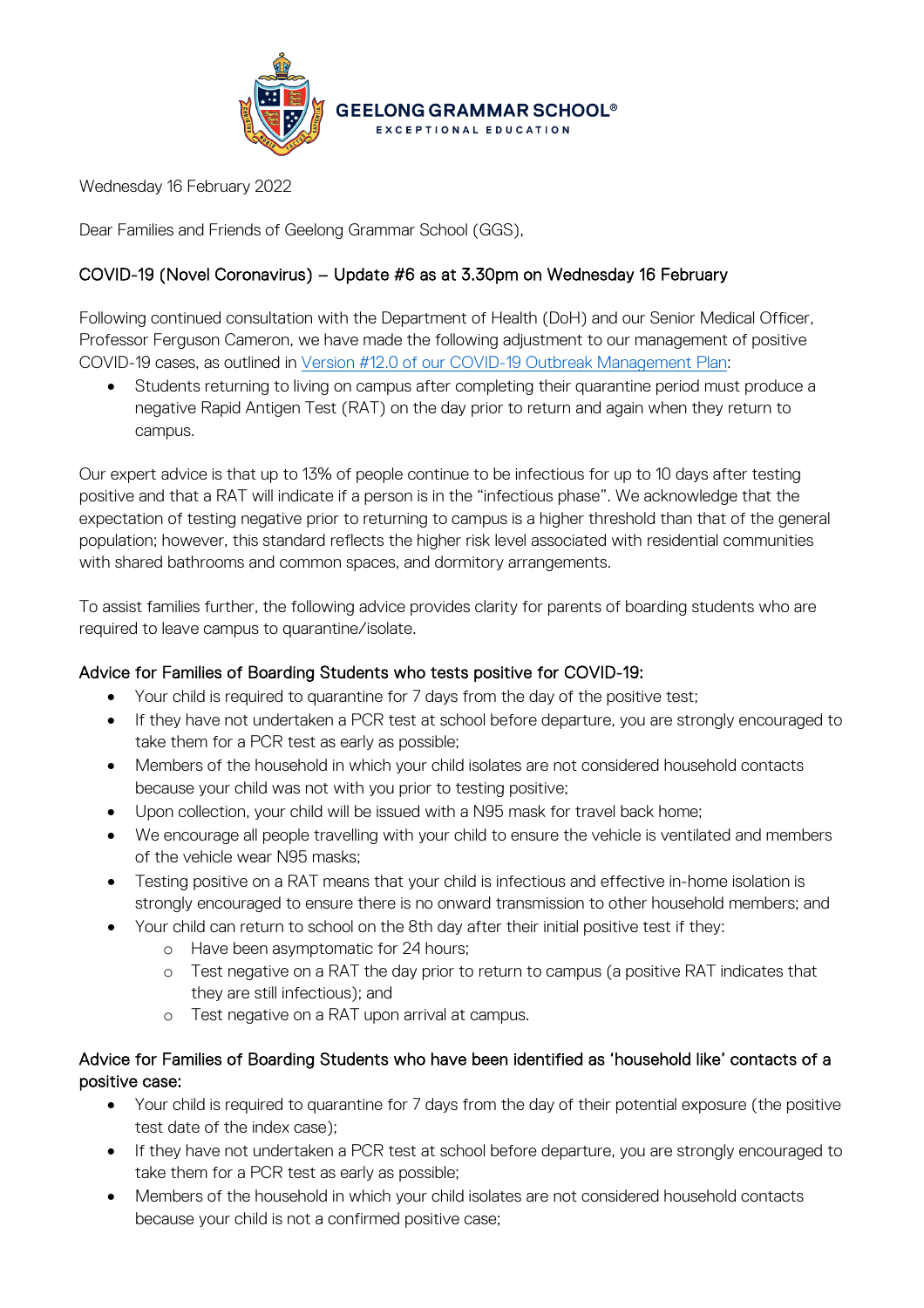GEELONG GRAMMAR SCHOOL®
EXCEPTIONAL EDUCATION

Wednesday 16 February 2022

Dear Families and Friends of Geelong Grammar School (GGS),

## COVID-19 (Novel Coronavirus) – Update #6 as at 3.30pm on Wednesday 16 February

Following continued consultation with the Department of Health (DoH) and our Senior Medical Officer, Professor Ferguson Cameron, we have made the following adjustment to our management of positive COVID-19 cases, as outlined in Version #12.0 of our COVID-19 Outbreak Management Plan:

- Students returning to living on campus after completing their quarantine period must produce a negative Rapid Antigen Test (RAT) on the day prior to return and again when they return to campus.

Our expert advice is that up to 13% of people continue to be infectious for up to 10 days after testing positive and that a RAT will indicate if a person is in the "infectious phase". We acknowledge that the expectation of testing negative prior to returning to campus is a higher threshold than that of the general population; however, this standard reflects the higher risk level associated with residential communities with shared bathrooms and common spaces, and dormitory arrangements.

To assist families further, the following advice provides clarity for parents of boarding students who are required to leave campus to quarantine/isolate.

### Advice for Families of Boarding Students who tests positive for COVID-19:

- Your child is required to quarantine for 7 days from the day of the positive test;
- If they have not undertaken a PCR test at school before departure, you are strongly encouraged to take them for a PCR test as early as possible;
- Members of the household in which your child isolates are not considered household contacts because your child was not with you prior to testing positive;
- Upon collection, your child will be issued with a N95 mask for travel back home;
- We encourage all people travelling with your child to ensure the vehicle is ventilated and members of the vehicle wear N95 masks;
- Testing positive on a RAT means that your child is infectious and effective in-home isolation is strongly encouraged to ensure there is no onward transmission to other household members; and
- Your child can return to school on the 8th day after their initial positive test if they:
  - Have been asymptomatic for 24 hours;
  - Test negative on a RAT the day prior to return to campus (a positive RAT indicates that they are still infectious); and
  - Test negative on a RAT upon arrival at campus.

### Advice for Families of Boarding Students who have been identified as 'household like' contacts of a positive case:

- Your child is required to quarantine for 7 days from the day of their potential exposure (the positive test date of the index case);
- If they have not undertaken a PCR test at school before departure, you are strongly encouraged to take them for a PCR test as early as possible;
- Members of the household in which your child isolates are not considered household contacts because your child is not a confirmed positive case;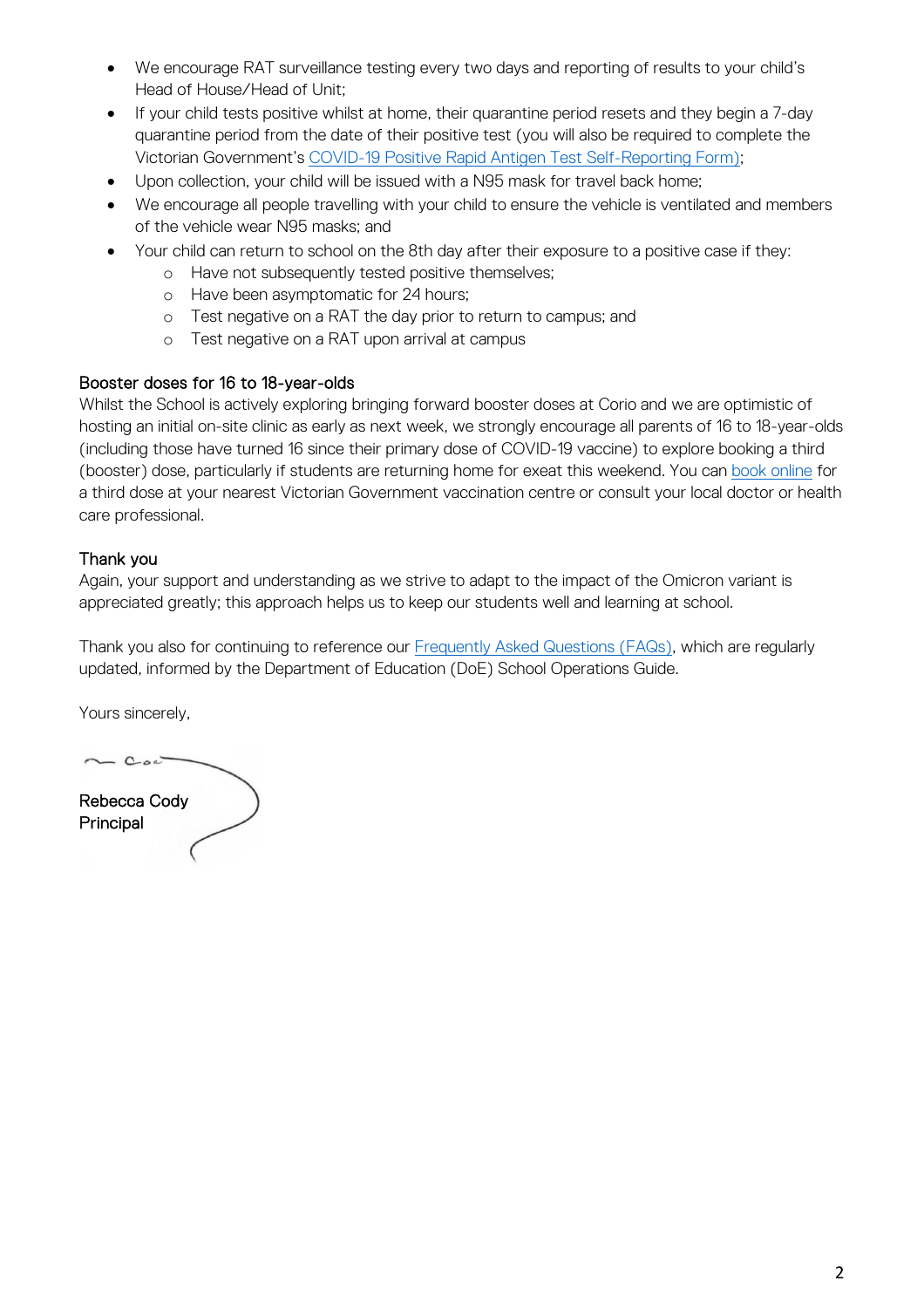- We encourage RAT surveillance testing every two days and reporting of results to your child's Head of House/Head of Unit;
- If your child tests positive whilst at home, their quarantine period resets and they begin a 7-day quarantine period from the date of their positive test (you will also be required to complete the Victorian Government's [COVID-19 Positive Rapid Antigen Test Self-Reporting Form](#));
- Upon collection, your child will be issued with a N95 mask for travel back home;
- We encourage all people travelling with your child to ensure the vehicle is ventilated and members of the vehicle wear N95 masks; and
- Your child can return to school on the 8th day after their exposure to a positive case if they:
  - Have not subsequently tested positive themselves;
  - Have been asymptomatic for 24 hours;
  - Test negative on a RAT the day prior to return to campus; and
  - Test negative on a RAT upon arrival at campus

### Booster doses for 16 to 18-year-olds

Whilst the School is actively exploring bringing forward booster doses at Corio and we are optimistic of hosting an initial on-site clinic as early as next week, we strongly encourage all parents of 16 to 18-year-olds (including those have turned 16 since their primary dose of COVID-19 vaccine) to explore booking a third (booster) dose, particularly if students are returning home for exeat this weekend. You can [book online](#) for a third dose at your nearest Victorian Government vaccination centre or consult your local doctor or health care professional.

### Thank you

Again, your support and understanding as we strive to adapt to the impact of the Omicron variant is appreciated greatly; this approach helps us to keep our students well and learning at school.

Thank you also for continuing to reference our [Frequently Asked Questions (FAQs)](#), which are regularly updated, informed by the Department of Education (DoE) School Operations Guide.

Yours sincerely,

Rebecca Cody
Principal